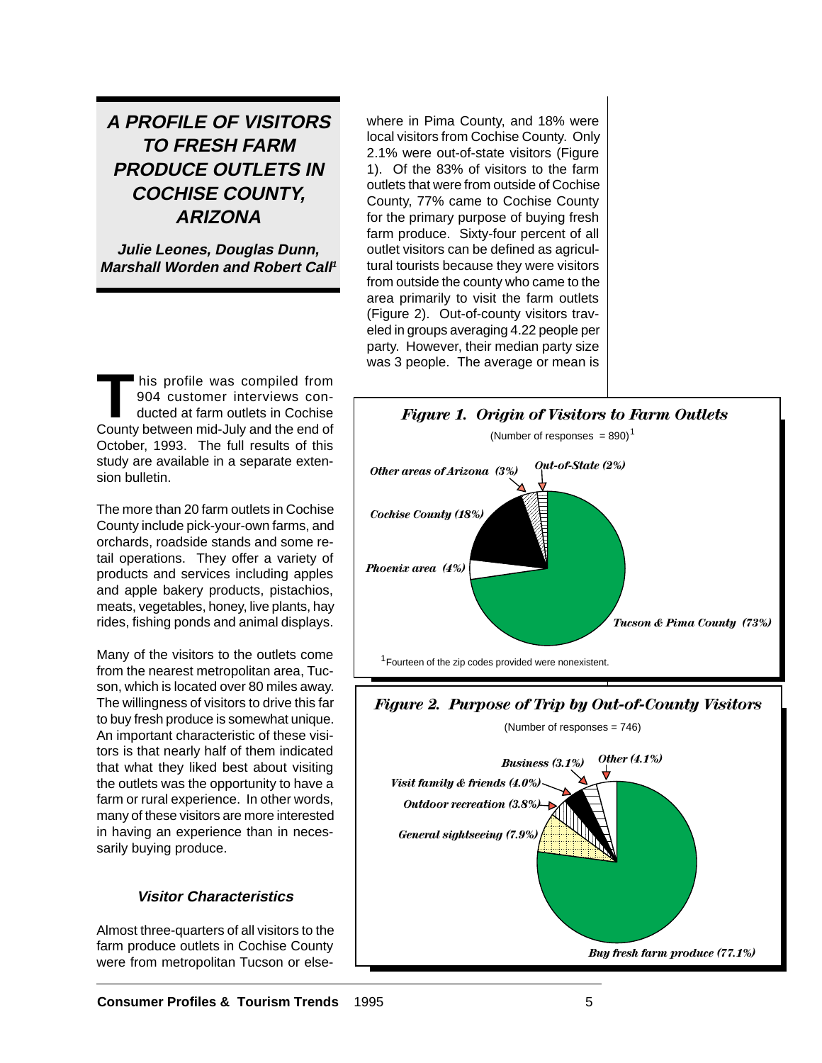# A PROFILE OF VISITORS TO FRESH FARM PRODUCE OUTLETS IN COCHISE COUNTY, ARIZONA

**Julie Leones, Douglas Dunn, Marshall Worden and Robert Call[1]**

This profile was compiled from 904 customer interviews conducted at farm outlets in Cochise County between mid-July and the end of October, 1993. The full results of this study are available in a separate extension bulletin.

The more than 20 farm outlets in Cochise County include pick-your-own farms, and orchards, roadside stands and some retail operations. They offer a variety of products and services including apples and apple bakery products, pistachios, meats, vegetables, honey, live plants, hay rides, fishing ponds and animal displays.

Many of the visitors to the outlets come from the nearest metropolitan area, Tucson, which is located over 80 miles away. The willingness of visitors to drive this far to buy fresh produce is somewhat unique. An important characteristic of these visitors is that nearly half of them indicated that what they liked best about visiting the outlets was the opportunity to have a farm or rural experience. In other words, many of these visitors are more interested in having an experience than in necessarily buying produce.

### Visitor Characteristics

Almost three-quarters of all visitors to the farm produce outlets in Cochise County were from metropolitan Tucson or elsewhere in Pima County, and 18% were local visitors from Cochise County. Only 2.1% were out-of-state visitors (Figure 1). Of the 83% of visitors to the farm outlets that were from outside of Cochise County, 77% came to Cochise County for the primary purpose of buying fresh farm produce. Sixty-four percent of all outlet visitors can be defined as agricultural tourists because they were visitors from outside the county who came to the area primarily to visit the farm outlets (Figure 2). Out-of-county visitors traveled in groups averaging 4.22 people per party. However, their median party size was 3 people. The average or mean is

**Figure 1. Origin of Visitors to Farm Outlets**

(Number of responses = 890)[1]

- Tucson & Pima County (73%)
- Cochise County (18%)
- Phoenix area (4%)
- Other areas of Arizona (3%)
- Out-of-State (2%)

[1]Fourteen of the zip codes provided were nonexistent.

**Figure 2. Purpose of Trip by Out-of-County Visitors**

(Number of responses = 746)

- Buy fresh farm produce (77.1%)
- General sightseeing (7.9%)
- Outdoor recreation (3.8%)
- Visit family & friends (4.0%)
- Business (3.1%)
- Other (4.1%)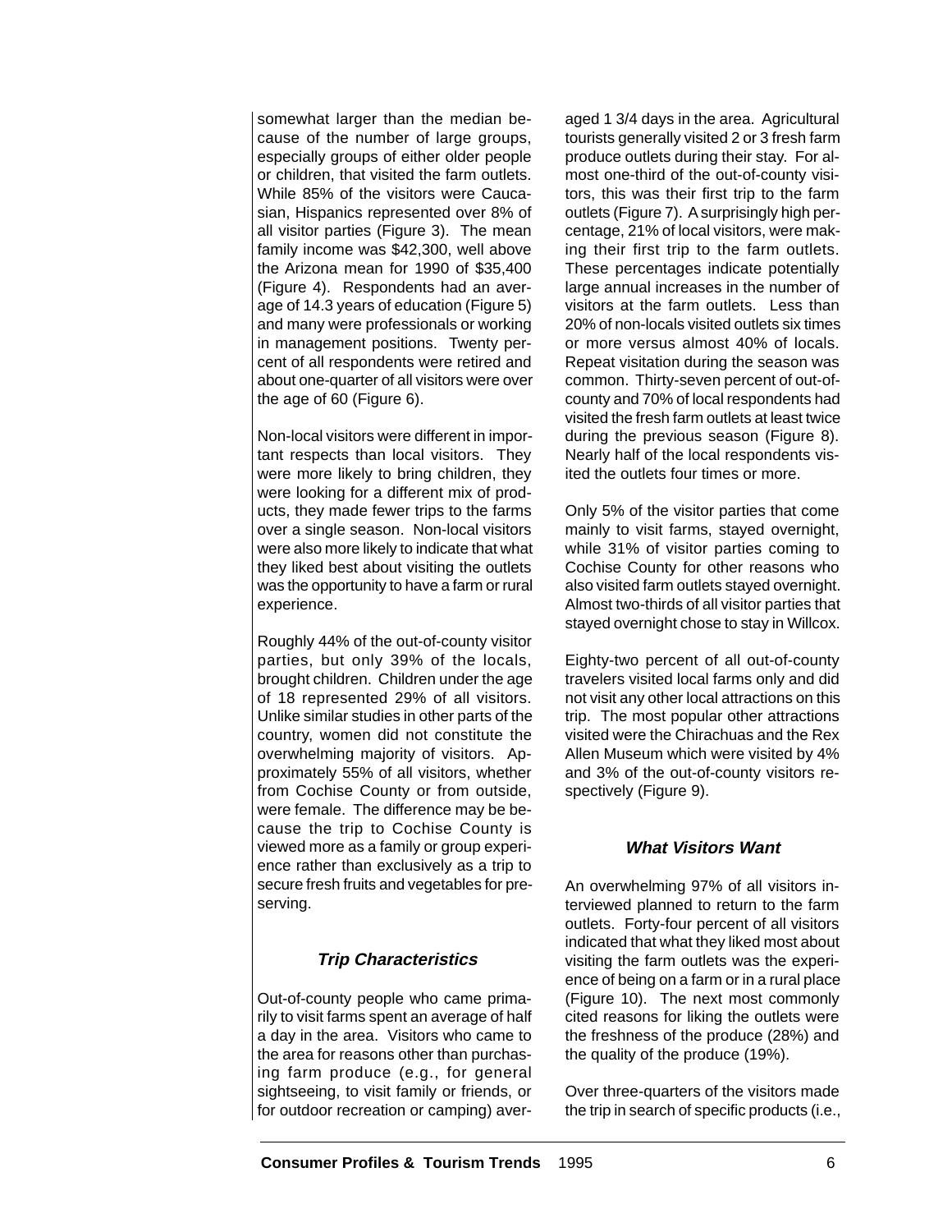somewhat larger than the median because of the number of large groups, especially groups of either older people or children, that visited the farm outlets. While 85% of the visitors were Caucasian, Hispanics represented over 8% of all visitor parties (Figure 3). The mean family income was $42,300, well above the Arizona mean for 1990 of $35,400 (Figure 4). Respondents had an average of 14.3 years of education (Figure 5) and many were professionals or working in management positions. Twenty percent of all respondents were retired and about one-quarter of all visitors were over the age of 60 (Figure 6).

Non-local visitors were different in important respects than local visitors. They were more likely to bring children, they were looking for a different mix of products, they made fewer trips to the farms over a single season. Non-local visitors were also more likely to indicate that what they liked best about visiting the outlets was the opportunity to have a farm or rural experience.

Roughly 44% of the out-of-county visitor parties, but only 39% of the locals, brought children. Children under the age of 18 represented 29% of all visitors. Unlike similar studies in other parts of the country, women did not constitute the overwhelming majority of visitors. Approximately 55% of all visitors, whether from Cochise County or from outside, were female. The difference may be because the trip to Cochise County is viewed more as a family or group experience rather than exclusively as a trip to secure fresh fruits and vegetables for preserving.

### *Trip Characteristics*

Out-of-county people who came primarily to visit farms spent an average of half a day in the area. Visitors who came to the area for reasons other than purchasing farm produce (e.g., for general sightseeing, to visit family or friends, or for outdoor recreation or camping) averaged 1 3/4 days in the area. Agricultural tourists generally visited 2 or 3 fresh farm produce outlets during their stay. For almost one-third of the out-of-county visitors, this was their first trip to the farm outlets (Figure 7). A surprisingly high percentage, 21% of local visitors, were making their first trip to the farm outlets. These percentages indicate potentially large annual increases in the number of visitors at the farm outlets. Less than 20% of non-locals visited outlets six times or more versus almost 40% of locals. Repeat visitation during the season was common. Thirty-seven percent of out-of-county and 70% of local respondents had visited the fresh farm outlets at least twice during the previous season (Figure 8). Nearly half of the local respondents visited the outlets four times or more.

Only 5% of the visitor parties that come mainly to visit farms, stayed overnight, while 31% of visitor parties coming to Cochise County for other reasons who also visited farm outlets stayed overnight. Almost two-thirds of all visitor parties that stayed overnight chose to stay in Willcox.

Eighty-two percent of all out-of-county travelers visited local farms only and did not visit any other local attractions on this trip. The most popular other attractions visited were the Chirachuas and the Rex Allen Museum which were visited by 4% and 3% of the out-of-county visitors respectively (Figure 9).

### *What Visitors Want*

An overwhelming 97% of all visitors interviewed planned to return to the farm outlets. Forty-four percent of all visitors indicated that what they liked most about visiting the farm outlets was the experience of being on a farm or in a rural place (Figure 10). The next most commonly cited reasons for liking the outlets were the freshness of the produce (28%) and the quality of the produce (19%).

Over three-quarters of the visitors made the trip in search of specific products (i.e.,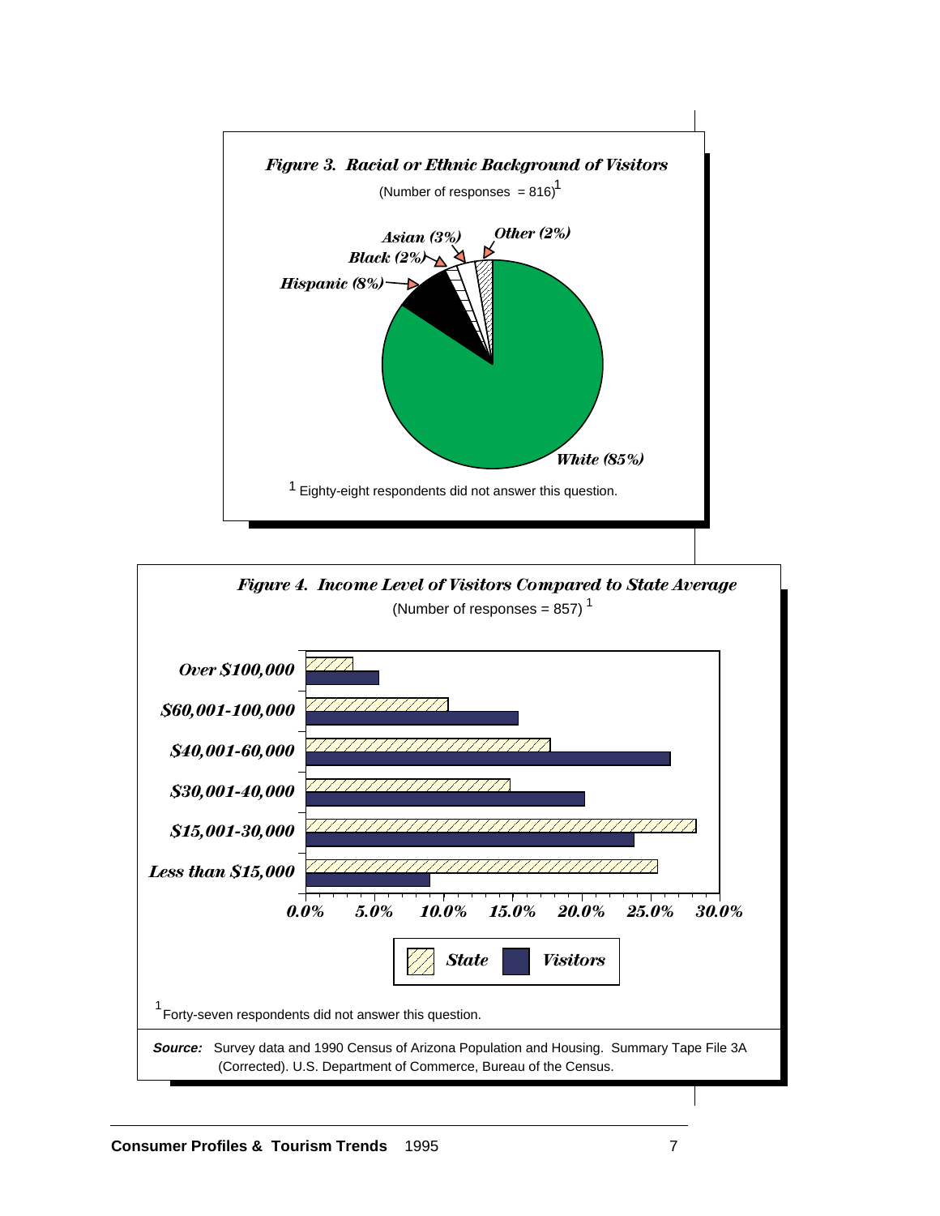***Figure 3. Racial or Ethnic Background of Visitors***

(Number of responses = 816)[1]

*White (85%)*, *Hispanic (8%)*, *Asian (3%)*, *Black (2%)*, *Other (2%)*

[1] Eighty-eight respondents did not answer this question.

***Figure 4. Income Level of Visitors Compared to State Average***

(Number of responses = 857)[1]

*Over $100,000*, *$60,001-100,000*, *$40,001-60,000*, *$30,001-40,000*, *$15,001-30,000*, *Less than $15,000*

*0.0%* *5.0%* *10.0%* *15.0%* *20.0%* *25.0%* *30.0%*

*State* *Visitors*

[1] Forty-seven respondents did not answer this question.

***Source:*** Survey data and 1990 Census of Arizona Population and Housing. Summary Tape File 3A (Corrected). U.S. Department of Commerce, Bureau of the Census.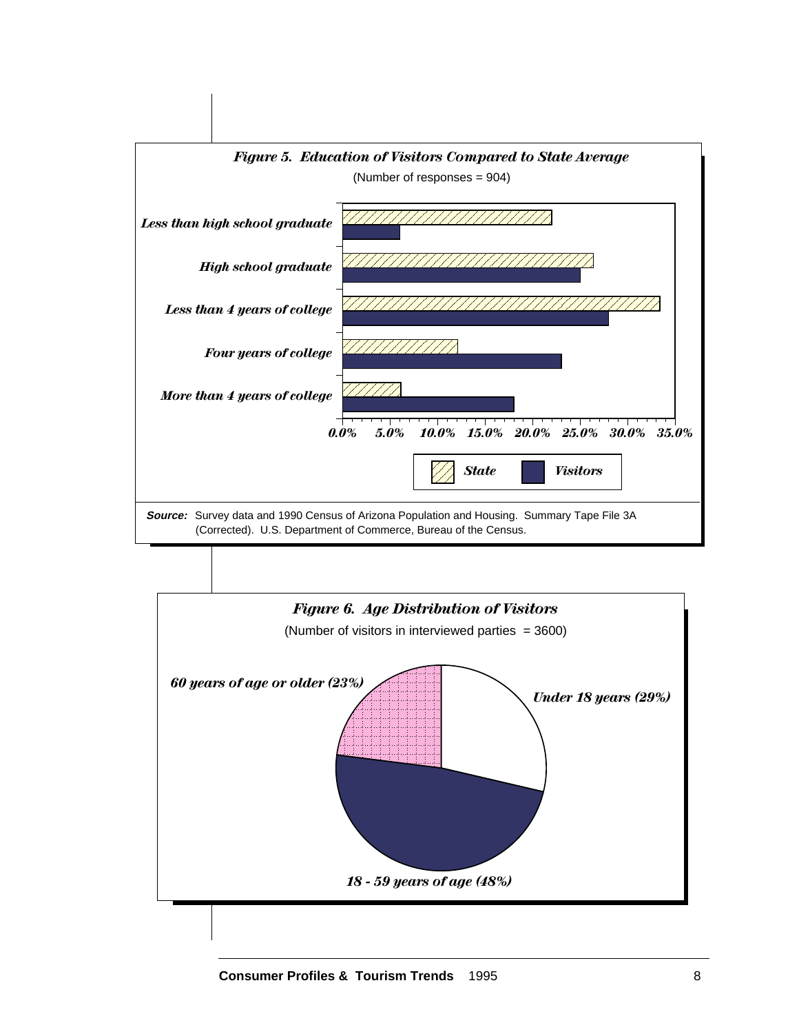### *Figure 5. Education of Visitors Compared to State Average*

(Number of responses = 904)

| Education | State | Visitors |
|---|---|---|
| Less than high school graduate | ~22% | ~6% |
| High school graduate | ~26.5% | ~25% |
| Less than 4 years of college | ~33.5% | ~28% |
| Four years of college | ~12% | ~23% |
| More than 4 years of college | ~6% | ~18% |

***Source:*** Survey data and 1990 Census of Arizona Population and Housing. Summary Tape File 3A (Corrected). U.S. Department of Commerce, Bureau of the Census.

### *Figure 6. Age Distribution of Visitors*

(Number of visitors in interviewed parties = 3600)

| Age group | Percent |
|---|---|
| Under 18 years | 29% |
| 18 - 59 years of age | 48% |
| 60 years of age or older | 23% |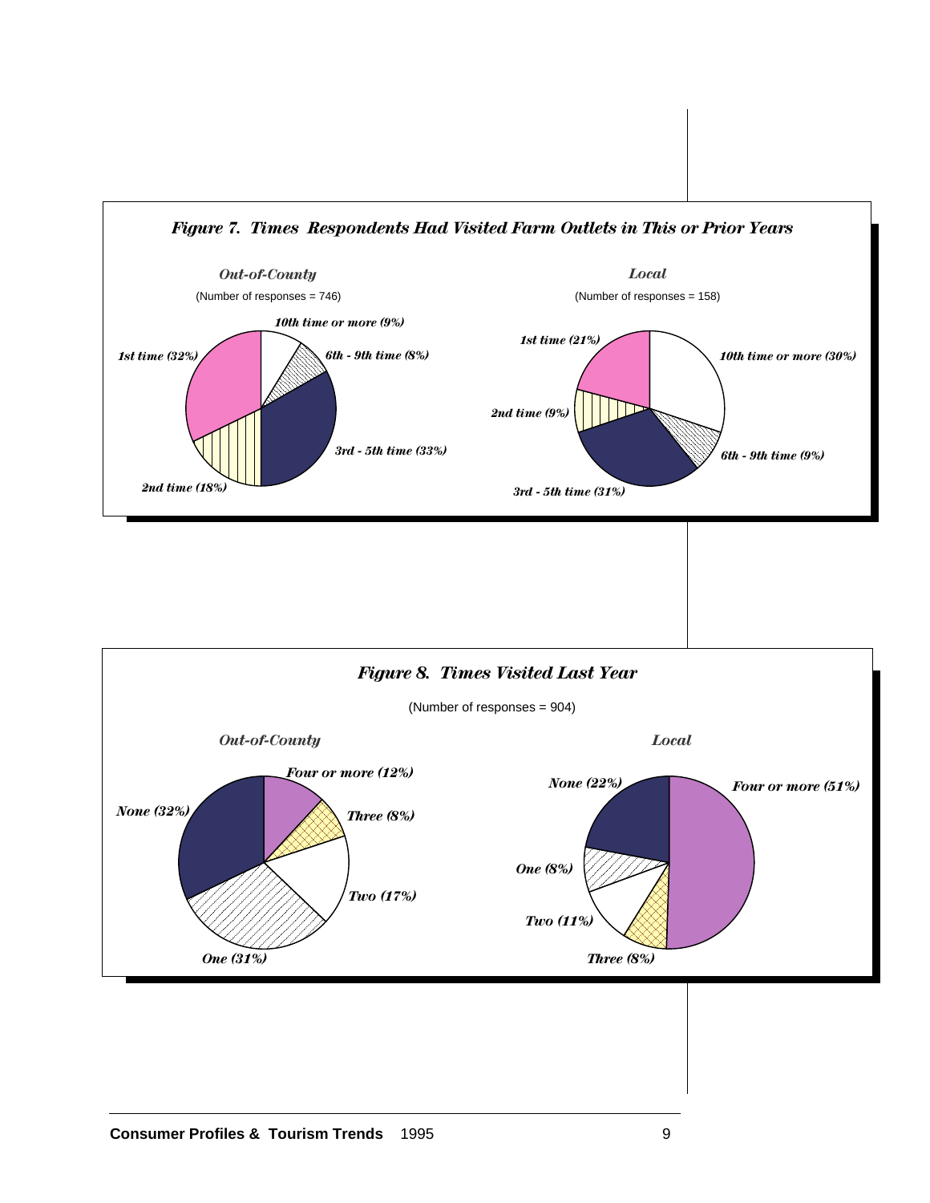***Figure 7. Times Respondents Had Visited Farm Outlets in This or Prior Years***

| | Out-of-County (Number of responses = 746) | Local (Number of responses = 158) |
|---|---|---|
| 1st time | 32% | 21% |
| 2nd time | 18% | 9% |
| 3rd - 5th time | 33% | 31% |
| 6th - 9th time | 8% | 9% |
| 10th time or more | 9% | 30% |

***Figure 8. Times Visited Last Year***

(Number of responses = 904)

| | Out-of-County | Local |
|---|---|---|
| None | 32% | 22% |
| One | 31% | 8% |
| Two | 17% | 11% |
| Three | 8% | 8% |
| Four or more | 12% | 51% |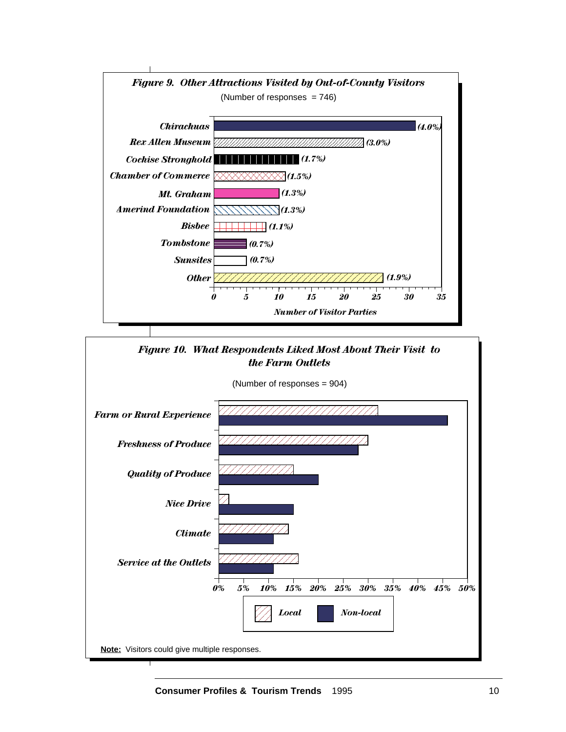*Figure 9. Other Attractions Visited by Out-of-County Visitors*

(Number of responses = 746)

| Attraction | Percent |
|---|---|
| Chirachuas | (4.0%) |
| Rex Allen Museum | (3.0%) |
| Cochise Stronghold | (1.7%) |
| Chamber of Commerce | (1.5%) |
| Mt. Graham | (1.3%) |
| Amerind Foundation | (1.3%) |
| Bisbee | (1.1%) |
| Tombstone | (0.7%) |
| Sunsites | (0.7%) |
| Other | (1.9%) |

*Number of Visitor Parties*

*Figure 10. What Respondents Liked Most About Their Visit to the Farm Outlets*

(Number of responses = 904)

Categories: *Farm or Rural Experience*, *Freshness of Produce*, *Quality of Produce*, *Nice Drive*, *Climate*, *Service at the Outlets*

*Local* / *Non-local*

**Note:** Visitors could give multiple responses.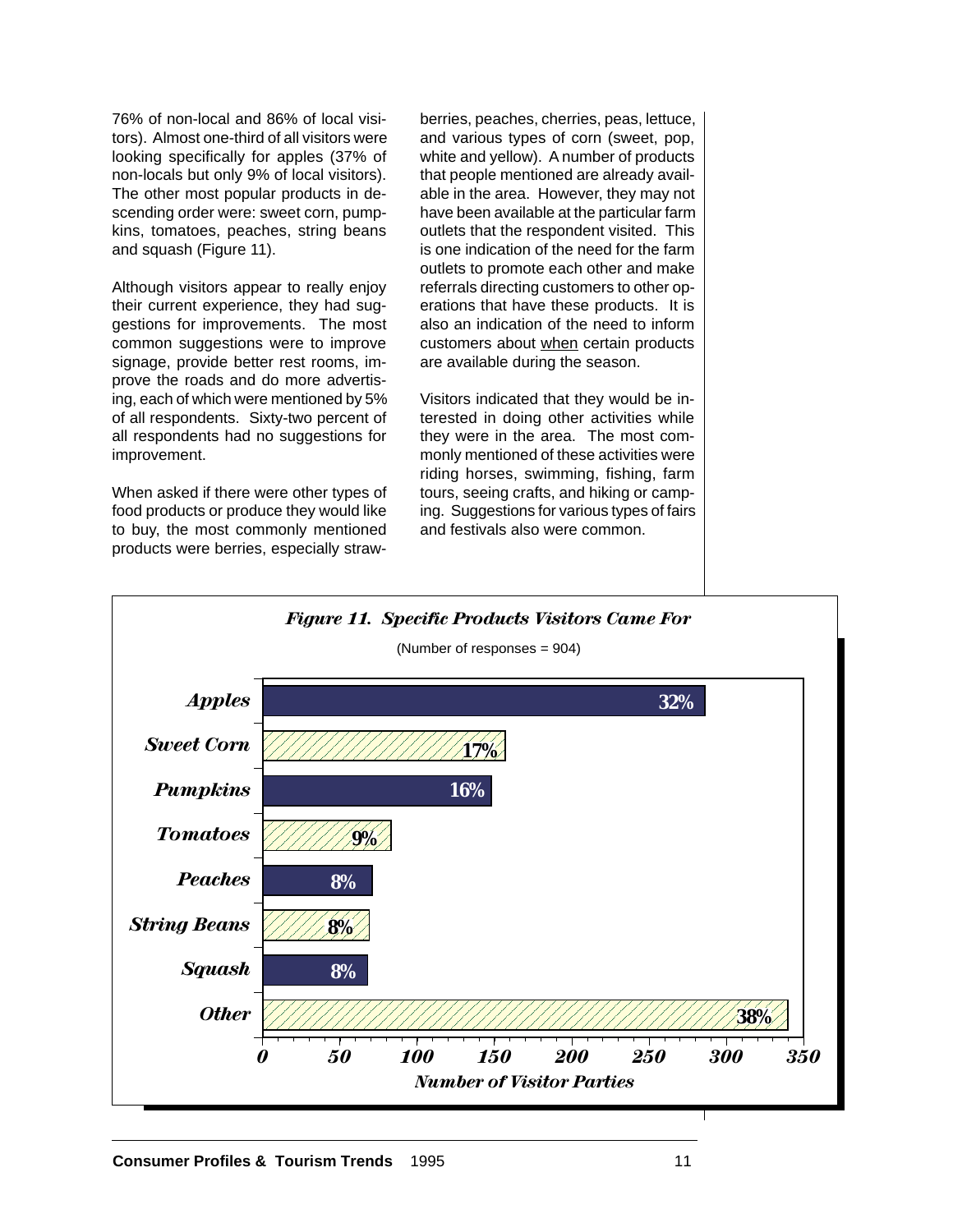76% of non-local and 86% of local visitors). Almost one-third of all visitors were looking specifically for apples (37% of non-locals but only 9% of local visitors). The other most popular products in descending order were: sweet corn, pumpkins, tomatoes, peaches, string beans and squash (Figure 11).

Although visitors appear to really enjoy their current experience, they had suggestions for improvements. The most common suggestions were to improve signage, provide better rest rooms, improve the roads and do more advertising, each of which were mentioned by 5% of all respondents. Sixty-two percent of all respondents had no suggestions for improvement.

When asked if there were other types of food products or produce they would like to buy, the most commonly mentioned products were berries, especially strawberries, peaches, cherries, peas, lettuce, and various types of corn (sweet, pop, white and yellow). A number of products that people mentioned are already available in the area. However, they may not have been available at the particular farm outlets that the respondent visited. This is one indication of the need for the farm outlets to promote each other and make referrals directing customers to other operations that have these products. It is also an indication of the need to inform customers about when certain products are available during the season.

Visitors indicated that they would be interested in doing other activities while they were in the area. The most commonly mentioned of these activities were riding horses, swimming, fishing, farm tours, seeing crafts, and hiking or camping. Suggestions for various types of fairs and festivals also were common.

***Figure 11. Specific Products Visitors Came For***

(Number of responses = 904)

| Product | Percent |
|---|---|
| Apples | 32% |
| Sweet Corn | 17% |
| Pumpkins | 16% |
| Tomatoes | 9% |
| Peaches | 8% |
| String Beans | 8% |
| Squash | 8% |
| Other | 38% |

*Number of Visitor Parties* (axis: 0, 50, 100, 150, 200, 250, 300, 350)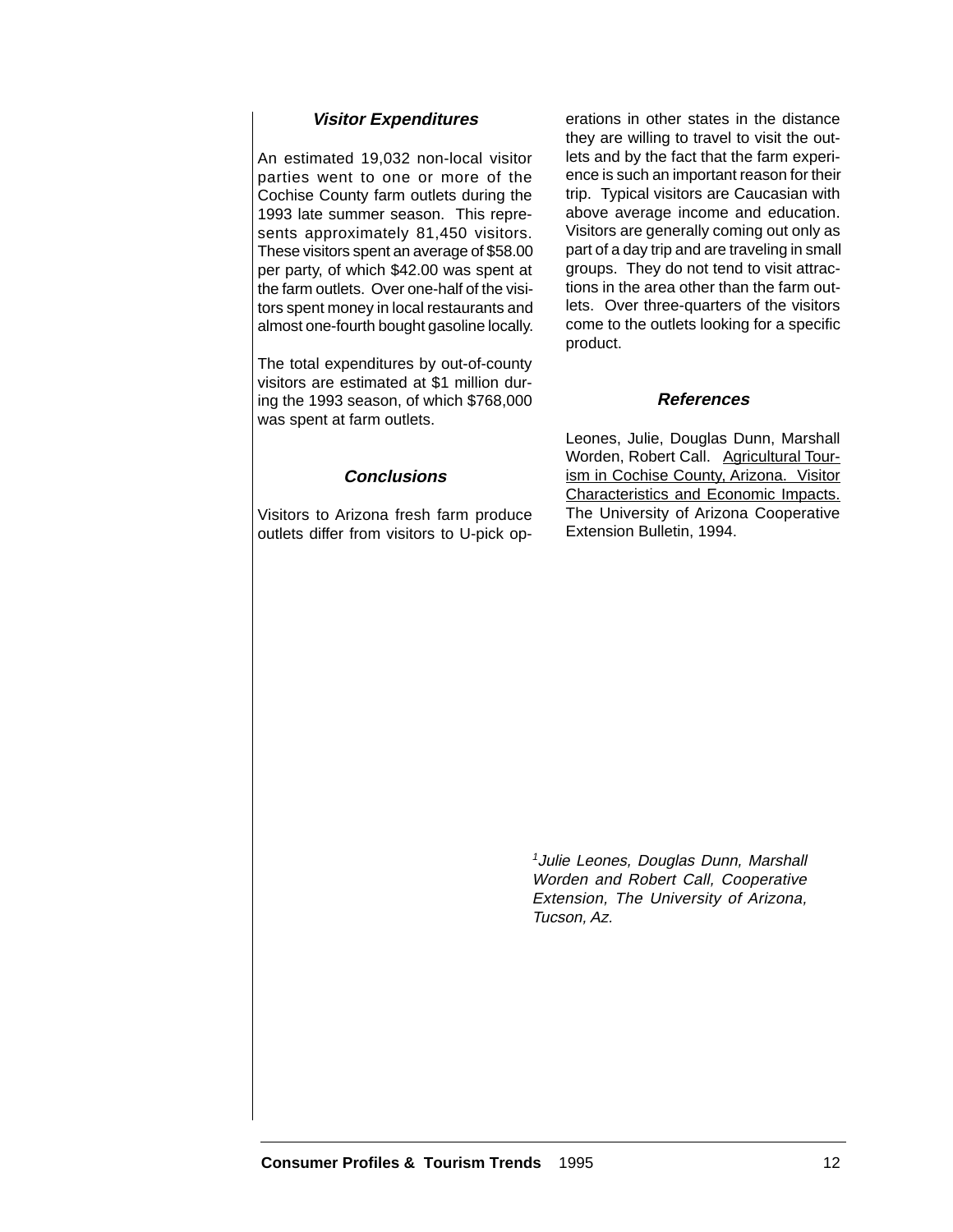### *Visitor Expenditures*

An estimated 19,032 non-local visitor parties went to one or more of the Cochise County farm outlets during the 1993 late summer season. This represents approximately 81,450 visitors. These visitors spent an average of $58.00 per party, of which $42.00 was spent at the farm outlets. Over one-half of the visitors spent money in local restaurants and almost one-fourth bought gasoline locally.

The total expenditures by out-of-county visitors are estimated at $1 million during the 1993 season, of which $768,000 was spent at farm outlets.

### *Conclusions*

Visitors to Arizona fresh farm produce outlets differ from visitors to U-pick operations in other states in the distance they are willing to travel to visit the outlets and by the fact that the farm experience is such an important reason for their trip. Typical visitors are Caucasian with above average income and education. Visitors are generally coming out only as part of a day trip and are traveling in small groups. They do not tend to visit attractions in the area other than the farm outlets. Over three-quarters of the visitors come to the outlets looking for a specific product.

### *References*

Leones, Julie, Douglas Dunn, Marshall Worden, Robert Call. Agricultural Tourism in Cochise County, Arizona. Visitor Characteristics and Economic Impacts. The University of Arizona Cooperative Extension Bulletin, 1994.

[1] *Julie Leones, Douglas Dunn, Marshall Worden and Robert Call, Cooperative Extension, The University of Arizona, Tucson, Az.*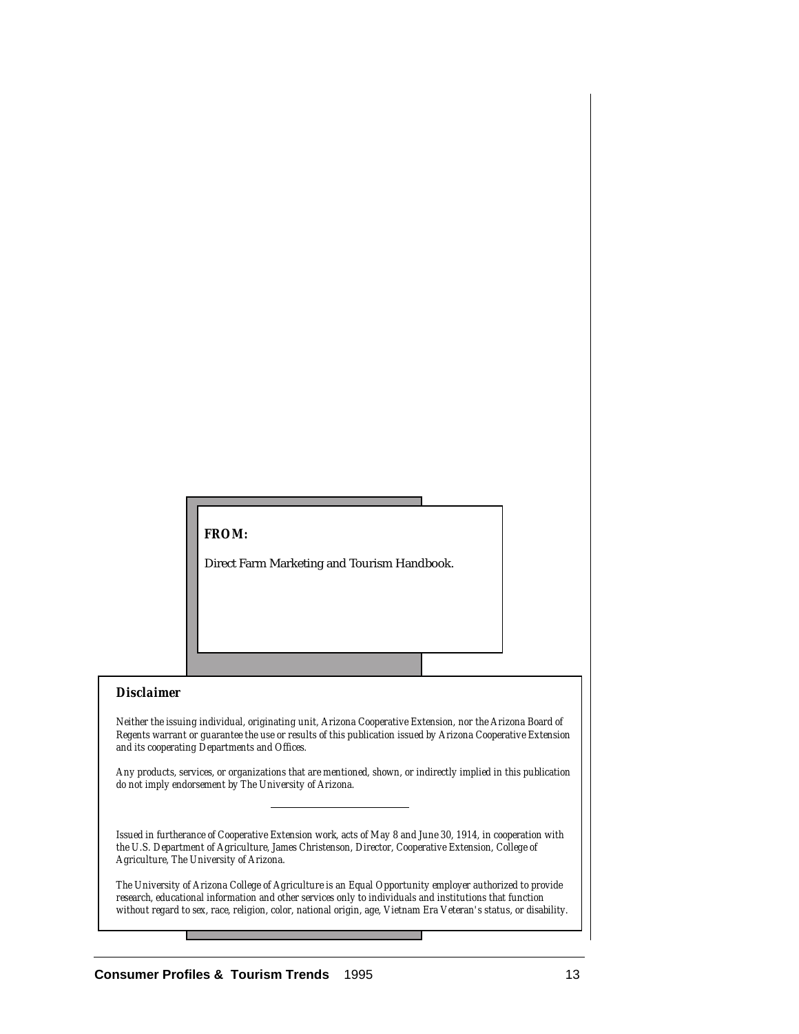**FROM:**

Direct Farm Marketing and Tourism Handbook.

### Disclaimer

*Neither the issuing individual, originating unit, Arizona Cooperative Extension, nor the Arizona Board of Regents warrant or guarantee the use or results of this publication issued by Arizona Cooperative Extension and its cooperating Departments and Offices.*

*Any products, services, or organizations that are mentioned, shown, or indirectly implied in this publication do not imply endorsement by The University of Arizona.*

---

*Issued in furtherance of Cooperative Extension work, acts of May 8 and June 30, 1914, in cooperation with the U.S. Department of Agriculture, James Christenson, Director, Cooperative Extension, College of Agriculture, The University of Arizona.*

*The University of Arizona College of Agriculture is an Equal Opportunity employer authorized to provide research, educational information and other services only to individuals and institutions that function without regard to sex, race, religion, color, national origin, age, Vietnam Era Veteran's status, or disability.*